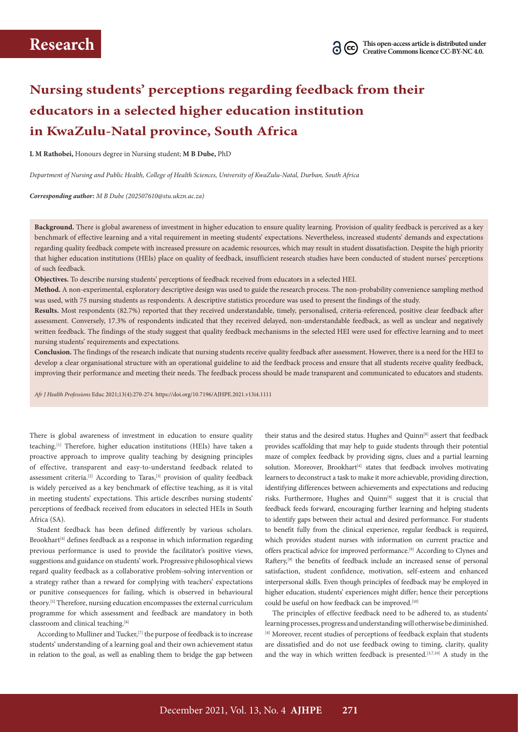**Research**

This open-access article is distributed under Creative Commons licence CC-BY-NC 4.0.

# Nursing students' perceptions regarding feedback from their educators in a selected higher education institution in KwaZulu-Natal province, South Africa

**L M Rathobei,** Honours degree in Nursing student; **M B Dube,** PhD

*Department of Nursing and Public Health, College of Health Sciences, University of KwaZulu-Natal, Durban, South Africa*

***Corresponding author:** M B Dube (202507610@stu.ukzn.ac.za)*

**Background.** There is global awareness of investment in higher education to ensure quality learning. Provision of quality feedback is perceived as a key benchmark of effective learning and a vital requirement in meeting students' expectations. Nevertheless, increased students' demands and expectations regarding quality feedback compete with increased pressure on academic resources, which may result in student dissatisfaction. Despite the high priority that higher education institutions (HEIs) place on quality of feedback, insufficient research studies have been conducted of student nurses' perceptions of such feedback.

**Objectives.** To describe nursing students' perceptions of feedback received from educators in a selected HEI.

**Method.** A non-experimental, exploratory descriptive design was used to guide the research process. The non-probability convenience sampling method was used, with 75 nursing students as respondents. A descriptive statistics procedure was used to present the findings of the study.

**Results.** Most respondents (82.7%) reported that they received understandable, timely, personalised, criteria-referenced, positive clear feedback after assessment. Conversely, 17.3% of respondents indicated that they received delayed, non-understandable feedback, as well as unclear and negatively written feedback. The findings of the study suggest that quality feedback mechanisms in the selected HEI were used for effective learning and to meet nursing students' requirements and expectations.

**Conclusion.** The findings of the research indicate that nursing students receive quality feedback after assessment. However, there is a need for the HEI to develop a clear organisational structure with an operational guideline to aid the feedback process and ensure that all students receive quality feedback, improving their performance and meeting their needs. The feedback process should be made transparent and communicated to educators and students.

*Afr J Health Professions* Educ 2021;13(4):270-274. https://doi.org/10.7196/AJHPE.2021.v13i4.1111

There is global awareness of investment in education to ensure quality teaching.[1] Therefore, higher education institutions (HEIs) have taken a proactive approach to improve quality teaching by designing principles of effective, transparent and easy-to-understand feedback related to assessment criteria.[2] According to Taras,[3] provision of quality feedback is widely perceived as a key benchmark of effective teaching, as it is vital in meeting students' expectations. This article describes nursing students' perceptions of feedback received from educators in selected HEIs in South Africa (SA).

Student feedback has been defined differently by various scholars. Brookhart[4] defines feedback as a response in which information regarding previous performance is used to provide the facilitator's positive views, suggestions and guidance on students' work. Progressive philosophical views regard quality feedback as a collaborative problem-solving intervention or a strategy rather than a reward for complying with teachers' expectations or punitive consequences for failing, which is observed in behavioural theory.[5] Therefore, nursing education encompasses the external curriculum programme for which assessment and feedback are mandatory in both classroom and clinical teaching.[6]

According to Mulliner and Tucker,[7] the purpose of feedback is to increase students' understanding of a learning goal and their own achievement status in relation to the goal, as well as enabling them to bridge the gap between their status and the desired status. Hughes and Quinn[8] assert that feedback provides scaffolding that may help to guide students through their potential maze of complex feedback by providing signs, clues and a partial learning solution. Moreover, Brookhart[4] states that feedback involves motivating learners to deconstruct a task to make it more achievable, providing direction, identifying differences between achievements and expectations and reducing risks. Furthermore, Hughes and Quinn[8] suggest that it is crucial that feedback feeds forward, encouraging further learning and helping students to identify gaps between their actual and desired performance. For students to benefit fully from the clinical experience, regular feedback is required, which provides student nurses with information on current practice and offers practical advice for improved performance.[9] According to Clynes and Raftery,[9] the benefits of feedback include an increased sense of personal satisfaction, student confidence, motivation, self-esteem and enhanced interpersonal skills. Even though principles of feedback may be employed in higher education, students' experiences might differ; hence their perceptions could be useful on how feedback can be improved.[10]

The principles of effective feedback need to be adhered to, as students' learning processes, progress and understanding will otherwise be diminished.[4] Moreover, recent studies of perceptions of feedback explain that students are dissatisfied and do not use feedback owing to timing, clarity, quality and the way in which written feedback is presented.[3,7,10] A study in the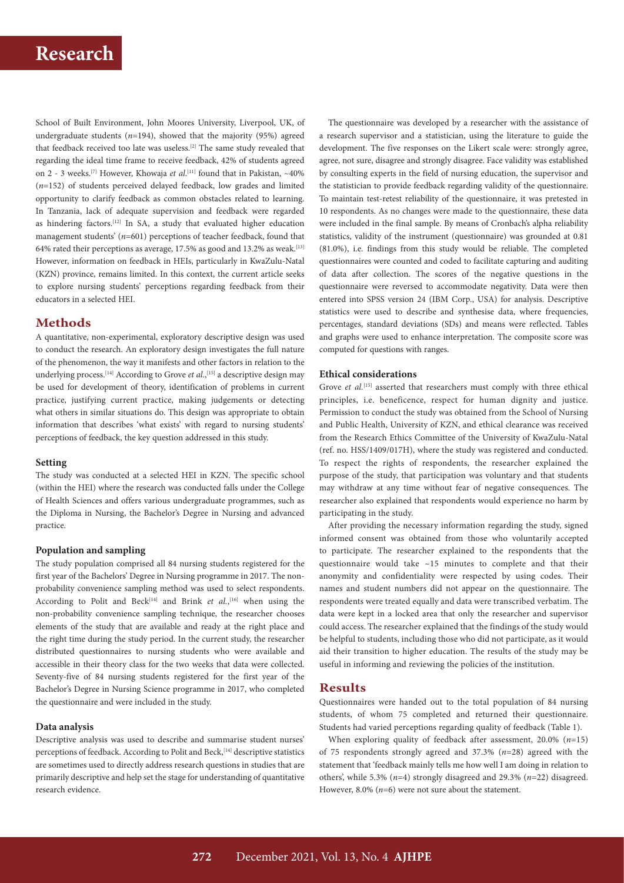School of Built Environment, John Moores University, Liverpool, UK, of undergraduate students ($n$=194), showed that the majority (95%) agreed that feedback received too late was useless.[2] The same study revealed that regarding the ideal time frame to receive feedback, 42% of students agreed on 2 - 3 weeks.[7] However, Khowaja *et al*.[11] found that in Pakistan, ~40% ($n$=152) of students perceived delayed feedback, low grades and limited opportunity to clarify feedback as common obstacles related to learning. In Tanzania, lack of adequate supervision and feedback were regarded as hindering factors.[12] In SA, a study that evaluated higher education management students' ($n$=601) perceptions of teacher feedback, found that 64% rated their perceptions as average, 17.5% as good and 13.2% as weak.[13] However, information on feedback in HEIs, particularly in KwaZulu-Natal (KZN) province, remains limited. In this context, the current article seeks to explore nursing students' perceptions regarding feedback from their educators in a selected HEI.

## Methods

A quantitative, non-experimental, exploratory descriptive design was used to conduct the research. An exploratory design investigates the full nature of the phenomenon, the way it manifests and other factors in relation to the underlying process.[14] According to Grove *et al*.,[15] a descriptive design may be used for development of theory, identification of problems in current practice, justifying current practice, making judgements or detecting what others in similar situations do. This design was appropriate to obtain information that describes 'what exists' with regard to nursing students' perceptions of feedback, the key question addressed in this study.

### Setting

The study was conducted at a selected HEI in KZN. The specific school (within the HEI) where the research was conducted falls under the College of Health Sciences and offers various undergraduate programmes, such as the Diploma in Nursing, the Bachelor's Degree in Nursing and advanced practice.

### Population and sampling

The study population comprised all 84 nursing students registered for the first year of the Bachelors' Degree in Nursing programme in 2017. The non-probability convenience sampling method was used to select respondents. According to Polit and Beck[14] and Brink *et al*.,[16] when using the non-probability convenience sampling technique, the researcher chooses elements of the study that are available and ready at the right place and the right time during the study period. In the current study, the researcher distributed questionnaires to nursing students who were available and accessible in their theory class for the two weeks that data were collected. Seventy-five of 84 nursing students registered for the first year of the Bachelor's Degree in Nursing Science programme in 2017, who completed the questionnaire and were included in the study.

### Data analysis

Descriptive analysis was used to describe and summarise student nurses' perceptions of feedback. According to Polit and Beck,[14] descriptive statistics are sometimes used to directly address research questions in studies that are primarily descriptive and help set the stage for understanding of quantitative research evidence.

The questionnaire was developed by a researcher with the assistance of a research supervisor and a statistician, using the literature to guide the development. The five responses on the Likert scale were: strongly agree, agree, not sure, disagree and strongly disagree. Face validity was established by consulting experts in the field of nursing education, the supervisor and the statistician to provide feedback regarding validity of the questionnaire. To maintain test-retest reliability of the questionnaire, it was pretested in 10 respondents. As no changes were made to the questionnaire, these data were included in the final sample. By means of Cronbach's alpha reliability statistics, validity of the instrument (questionnaire) was grounded at 0.81 (81.0%), i.e. findings from this study would be reliable. The completed questionnaires were counted and coded to facilitate capturing and auditing of data after collection. The scores of the negative questions in the questionnaire were reversed to accommodate negativity. Data were then entered into SPSS version 24 (IBM Corp., USA) for analysis. Descriptive statistics were used to describe and synthesise data, where frequencies, percentages, standard deviations (SDs) and means were reflected. Tables and graphs were used to enhance interpretation. The composite score was computed for questions with ranges.

### Ethical considerations

Grove *et al.*[15] asserted that researchers must comply with three ethical principles, i.e. beneficence, respect for human dignity and justice. Permission to conduct the study was obtained from the School of Nursing and Public Health, University of KZN, and ethical clearance was received from the Research Ethics Committee of the University of KwaZulu-Natal (ref. no. HSS/1409/017H), where the study was registered and conducted. To respect the rights of respondents, the researcher explained the purpose of the study, that participation was voluntary and that students may withdraw at any time without fear of negative consequences. The researcher also explained that respondents would experience no harm by participating in the study.

After providing the necessary information regarding the study, signed informed consent was obtained from those who voluntarily accepted to participate. The researcher explained to the respondents that the questionnaire would take ~15 minutes to complete and that their anonymity and confidentiality were respected by using codes. Their names and student numbers did not appear on the questionnaire. The respondents were treated equally and data were transcribed verbatim. The data were kept in a locked area that only the researcher and supervisor could access. The researcher explained that the findings of the study would be helpful to students, including those who did not participate, as it would aid their transition to higher education. The results of the study may be useful in informing and reviewing the policies of the institution.

## Results

Questionnaires were handed out to the total population of 84 nursing students, of whom 75 completed and returned their questionnaire. Students had varied perceptions regarding quality of feedback (Table 1).

When exploring quality of feedback after assessment, 20.0% ($n$=15) of 75 respondents strongly agreed and 37.3% ($n$=28) agreed with the statement that 'feedback mainly tells me how well I am doing in relation to others', while 5.3% ($n$=4) strongly disagreed and 29.3% ($n$=22) disagreed. However, 8.0% ($n$=6) were not sure about the statement.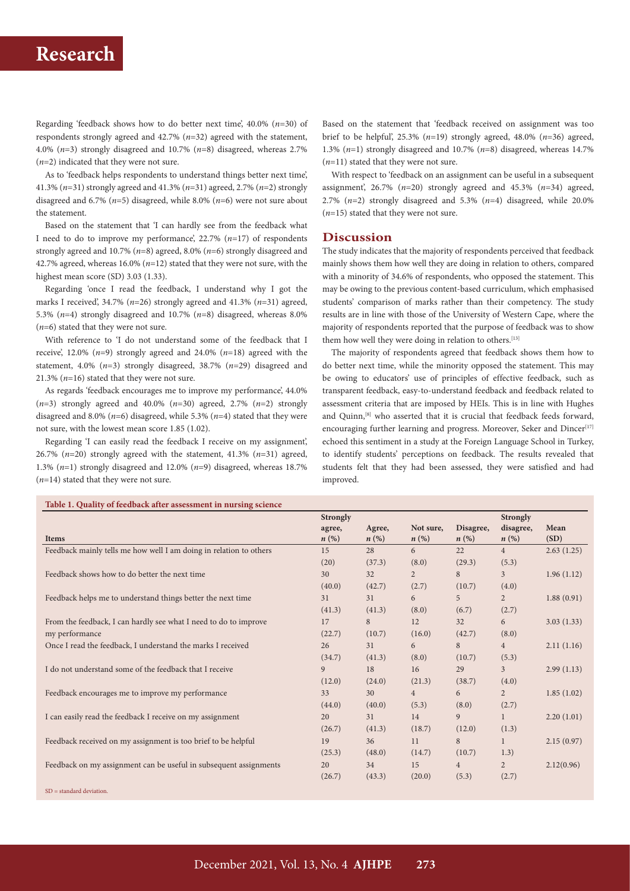Regarding 'feedback shows how to do better next time', 40.0% (*n*=30) of respondents strongly agreed and 42.7% (*n*=32) agreed with the statement, 4.0% (*n*=3) strongly disagreed and 10.7% (*n*=8) disagreed, whereas 2.7% (*n*=2) indicated that they were not sure.

As to 'feedback helps respondents to understand things better next time', 41.3% (*n*=31) strongly agreed and 41.3% (*n*=31) agreed, 2.7% (*n*=2) strongly disagreed and 6.7% (*n*=5) disagreed, while 8.0% (*n*=6) were not sure about the statement.

Based on the statement that 'I can hardly see from the feedback what I need to do to improve my performance', 22.7% (*n*=17) of respondents strongly agreed and 10.7% (*n*=8) agreed, 8.0% (*n*=6) strongly disagreed and 42.7% agreed, whereas 16.0% (*n*=12) stated that they were not sure, with the highest mean score (SD) 3.03 (1.33).

Regarding 'once I read the feedback, I understand why I got the marks I received', 34.7% (*n*=26) strongly agreed and 41.3% (*n*=31) agreed, 5.3% (*n*=4) strongly disagreed and 10.7% (*n*=8) disagreed, whereas 8.0% (*n*=6) stated that they were not sure.

With reference to 'I do not understand some of the feedback that I receive', 12.0% (*n*=9) strongly agreed and 24.0% (*n*=18) agreed with the statement, 4.0% (*n*=3) strongly disagreed, 38.7% (*n*=29) disagreed and 21.3% (*n*=16) stated that they were not sure.

As regards 'feedback encourages me to improve my performance', 44.0% (*n*=3) strongly agreed and 40.0% (*n*=30) agreed, 2.7% (*n*=2) strongly disagreed and 8.0% (*n*=6) disagreed, while 5.3% (*n*=4) stated that they were not sure, with the lowest mean score 1.85 (1.02).

Regarding 'I can easily read the feedback I receive on my assignment', 26.7% (*n*=20) strongly agreed with the statement, 41.3% (*n*=31) agreed, 1.3% (*n*=1) strongly disagreed and 12.0% (*n*=9) disagreed, whereas 18.7% (*n*=14) stated that they were not sure.

Based on the statement that 'feedback received on assignment was too brief to be helpful', 25.3% (*n*=19) strongly agreed, 48.0% (*n*=36) agreed, 1.3% (*n*=1) strongly disagreed and 10.7% (*n*=8) disagreed, whereas 14.7% (*n*=11) stated that they were not sure.

With respect to 'feedback on an assignment can be useful in a subsequent assignment', 26.7% (*n*=20) strongly agreed and 45.3% (*n*=34) agreed, 2.7% (*n*=2) strongly disagreed and 5.3% (*n*=4) disagreed, while 20.0% (*n*=15) stated that they were not sure.

## Discussion

The study indicates that the majority of respondents perceived that feedback mainly shows them how well they are doing in relation to others, compared with a minority of 34.6% of respondents, who opposed the statement. This may be owing to the previous content-based curriculum, which emphasised students' comparison of marks rather than their competency. The study results are in line with those of the University of Western Cape, where the majority of respondents reported that the purpose of feedback was to show them how well they were doing in relation to others.[13]

The majority of respondents agreed that feedback shows them how to do better next time, while the minority opposed the statement. This may be owing to educators' use of principles of effective feedback, such as transparent feedback, easy-to-understand feedback and feedback related to assessment criteria that are imposed by HEIs. This is in line with Hughes and Quinn,[8] who asserted that it is crucial that feedback feeds forward, encouraging further learning and progress. Moreover, Seker and Dincer[17] echoed this sentiment in a study at the Foreign Language School in Turkey, to identify students' perceptions on feedback. The results revealed that students felt that they had been assessed, they were satisfied and had improved.

**Table 1. Quality of feedback after assessment in nursing science**

| Items | Strongly agree, *n* (%) | Agree, *n* (%) | Not sure, *n* (%) | Disagree, *n* (%) | Strongly disagree, *n* (%) | Mean (SD) |
|---|---|---|---|---|---|---|
| Feedback mainly tells me how well I am doing in relation to others | 15 (20) | 28 (37.3) | 6 (8.0) | 22 (29.3) | 4 (5.3) | 2.63 (1.25) |
| Feedback shows how to do better the next time | 30 (40.0) | 32 (42.7) | 2 (2.7) | 8 (10.7) | 3 (4.0) | 1.96 (1.12) |
| Feedback helps me to understand things better the next time | 31 (41.3) | 31 (41.3) | 6 (8.0) | 5 (6.7) | 2 (2.7) | 1.88 (0.91) |
| From the feedback, I can hardly see what I need to do to improve my performance | 17 (22.7) | 8 (10.7) | 12 (16.0) | 32 (42.7) | 6 (8.0) | 3.03 (1.33) |
| Once I read the feedback, I understand the marks I received | 26 (34.7) | 31 (41.3) | 6 (8.0) | 8 (10.7) | 4 (5.3) | 2.11 (1.16) |
| I do not understand some of the feedback that I receive | 9 (12.0) | 18 (24.0) | 16 (21.3) | 29 (38.7) | 3 (4.0) | 2.99 (1.13) |
| Feedback encourages me to improve my performance | 33 (44.0) | 30 (40.0) | 4 (5.3) | 6 (8.0) | 2 (2.7) | 1.85 (1.02) |
| I can easily read the feedback I receive on my assignment | 20 (26.7) | 31 (41.3) | 14 (18.7) | 9 (12.0) | 1 (1.3) | 2.20 (1.01) |
| Feedback received on my assignment is too brief to be helpful | 19 (25.3) | 36 (48.0) | 11 (14.7) | 8 (10.7) | 1 1.3) | 2.15 (0.97) |
| Feedback on my assignment can be useful in subsequent assignments | 20 (26.7) | 34 (43.3) | 15 (20.0) | 4 (5.3) | 2 (2.7) | 2.12(0.96) |

SD = standard deviation.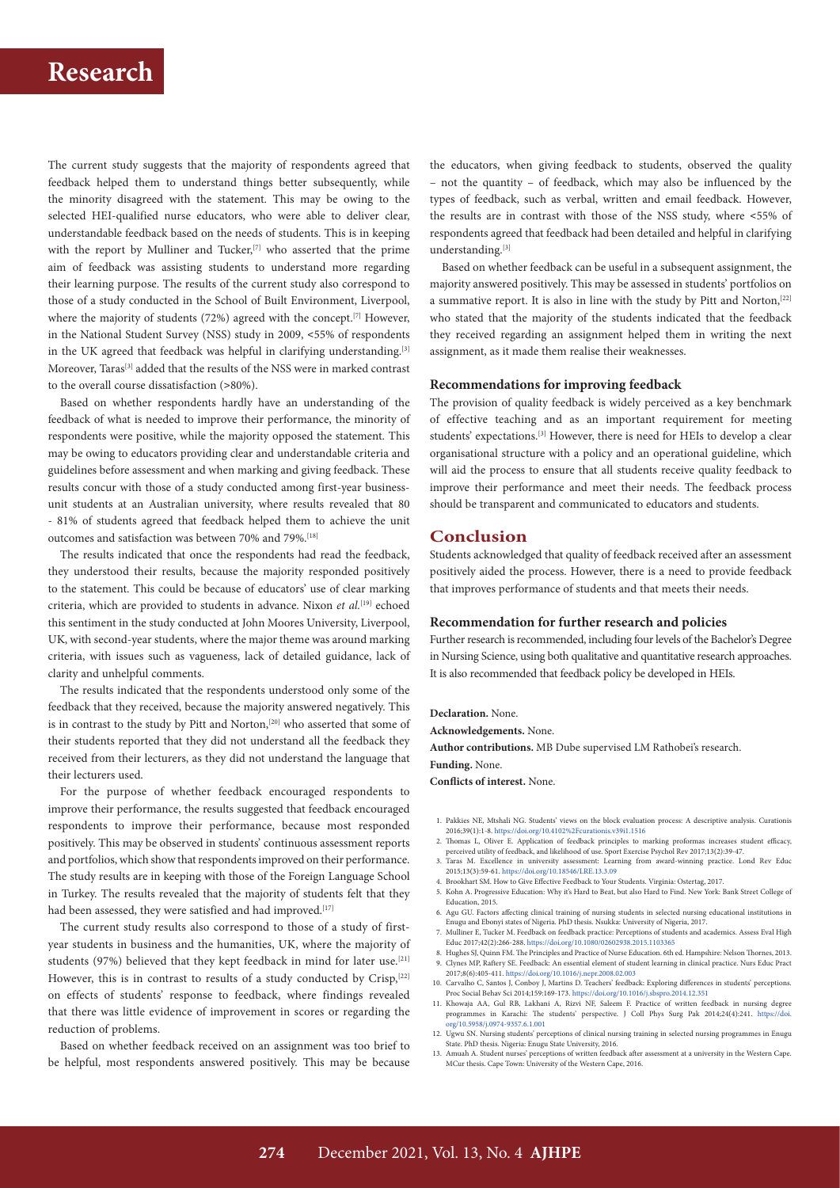The current study suggests that the majority of respondents agreed that feedback helped them to understand things better subsequently, while the minority disagreed with the statement. This may be owing to the selected HEI-qualified nurse educators, who were able to deliver clear, understandable feedback based on the needs of students. This is in keeping with the report by Mulliner and Tucker,[7] who asserted that the prime aim of feedback was assisting students to understand more regarding their learning purpose. The results of the current study also correspond to those of a study conducted in the School of Built Environment, Liverpool, where the majority of students (72%) agreed with the concept.[7] However, in the National Student Survey (NSS) study in 2009, <55% of respondents in the UK agreed that feedback was helpful in clarifying understanding.[3] Moreover, Taras[3] added that the results of the NSS were in marked contrast to the overall course dissatisfaction (>80%).

Based on whether respondents hardly have an understanding of the feedback of what is needed to improve their performance, the minority of respondents were positive, while the majority opposed the statement. This may be owing to educators providing clear and understandable criteria and guidelines before assessment and when marking and giving feedback. These results concur with those of a study conducted among first-year business-unit students at an Australian university, where results revealed that 80 - 81% of students agreed that feedback helped them to achieve the unit outcomes and satisfaction was between 70% and 79%.[18]

The results indicated that once the respondents had read the feedback, they understood their results, because the majority responded positively to the statement. This could be because of educators' use of clear marking criteria, which are provided to students in advance. Nixon *et al.*[19] echoed this sentiment in the study conducted at John Moores University, Liverpool, UK, with second-year students, where the major theme was around marking criteria, with issues such as vagueness, lack of detailed guidance, lack of clarity and unhelpful comments.

The results indicated that the respondents understood only some of the feedback that they received, because the majority answered negatively. This is in contrast to the study by Pitt and Norton,[20] who asserted that some of their students reported that they did not understand all the feedback they received from their lecturers, as they did not understand the language that their lecturers used.

For the purpose of whether feedback encouraged respondents to improve their performance, the results suggested that feedback encouraged respondents to improve their performance, because most responded positively. This may be observed in students' continuous assessment reports and portfolios, which show that respondents improved on their performance. The study results are in keeping with those of the Foreign Language School in Turkey. The results revealed that the majority of students felt that they had been assessed, they were satisfied and had improved.[17]

The current study results also correspond to those of a study of first-year students in business and the humanities, UK, where the majority of students (97%) believed that they kept feedback in mind for later use.[21] However, this is in contrast to results of a study conducted by Crisp,[22] on effects of students' response to feedback, where findings revealed that there was little evidence of improvement in scores or regarding the reduction of problems.

Based on whether feedback received on an assignment was too brief to be helpful, most respondents answered positively. This may be because the educators, when giving feedback to students, observed the quality – not the quantity – of feedback, which may also be influenced by the types of feedback, such as verbal, written and email feedback. However, the results are in contrast with those of the NSS study, where <55% of respondents agreed that feedback had been detailed and helpful in clarifying understanding.[3]

Based on whether feedback can be useful in a subsequent assignment, the majority answered positively. This may be assessed in students' portfolios on a summative report. It is also in line with the study by Pitt and Norton,[22] who stated that the majority of the students indicated that the feedback they received regarding an assignment helped them in writing the next assignment, as it made them realise their weaknesses.

### Recommendations for improving feedback

The provision of quality feedback is widely perceived as a key benchmark of effective teaching and as an important requirement for meeting students' expectations.[3] However, there is need for HEIs to develop a clear organisational structure with a policy and an operational guideline, which will aid the process to ensure that all students receive quality feedback to improve their performance and meet their needs. The feedback process should be transparent and communicated to educators and students.

## Conclusion

Students acknowledged that quality of feedback received after an assessment positively aided the process. However, there is a need to provide feedback that improves performance of students and that meets their needs.

### Recommendation for further research and policies

Further research is recommended, including four levels of the Bachelor's Degree in Nursing Science, using both qualitative and quantitative research approaches. It is also recommended that feedback policy be developed in HEIs.

**Declaration.** None.

**Acknowledgements.** None.

**Author contributions.** MB Dube supervised LM Rathobei's research.

**Funding.** None.

**Conflicts of interest.** None.

1. Pakkies NE, Mtshali NG. Students' views on the block evaluation process: A descriptive analysis. Curationis 2016;39(1):1-8. https://doi.org/10.4102%2Fcurationis.v39i1.1516
2. Thomas L, Oliver E. Application of feedback principles to marking proformas increases student efficacy, perceived utility of feedback, and likelihood of use. Sport Exercise Psychol Rev 2017;13(2):39-47.
3. Taras M. Excellence in university assessment: Learning from award-winning practice. Lond Rev Educ 2015;13(3):59-61. https://doi.org/10.18546/LRE.13.3.09
4. Brookhart SM. How to Give Effective Feedback to Your Students. Virginia: Ostertag, 2017.
5. Kohn A. Progressive Education: Why it's Hard to Beat, but also Hard to Find. New York: Bank Street College of Education, 2015.
6. Agu GU. Factors affecting clinical training of nursing students in selected nursing educational institutions in Enugu and Ebonyi states of Nigeria. PhD thesis. Nsukka: University of Nigeria, 2017.
7. Mulliner E, Tucker M. Feedback on feedback practice: Perceptions of students and academics. Assess Eval High Educ 2017;42(2):266-288. https://doi.org/10.1080/02602938.2015.1103365
8. Hughes SJ, Quinn FM. The Principles and Practice of Nurse Education. 6th ed. Hampshire: Nelson Thornes, 2013.
9. Clynes MP, Raftery SE. Feedback: An essential element of student learning in clinical practice. Nurs Educ Pract 2017;8(6):405-411. https://doi.org/10.1016/j.nepr.2008.02.003
10. Carvalho C, Santos J, Conboy J, Martins D. Teachers' feedback: Exploring differences in students' perceptions. Proc Social Behav Sci 2014;159:169-173. https://doi.org/10.1016/j.sbspro.2014.12.351
11. Khowaja AA, Gul RB, Lakhani A, Rizvi NF, Saleem F. Practice of written feedback in nursing degree programmes in Karachi: The students' perspective. J Coll Phys Surg Pak 2014;24(4):241. https://doi.org/10.5958/j.0974-9357.6.1.001
12. Ugwu SN. Nursing students' perceptions of clinical nursing training in selected nursing programmes in Enugu State. PhD thesis. Nigeria: Enugu State University, 2016.
13. Amuah A. Student nurses' perceptions of written feedback after assessment at a university in the Western Cape. MCur thesis. Cape Town: University of the Western Cape, 2016.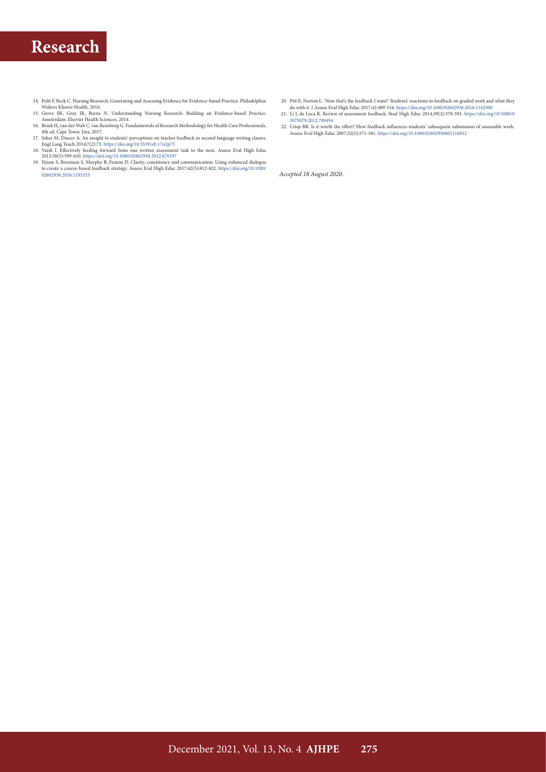14. Polit F, Beck C. Nursing Research: Generating and Assessing Evidence for Evidence-based Practice. Philadelphia: Wolters Kluwer Health, 2016.
15. Grove SK, Gray JR, Burns N. Understanding Nursing Research: Building an Evidence-based Practice. Amsterdam: Elsevier Health Sciences, 2014.
16. Brink H, van der Walt C, van Rensburg G. Fundamentals of Research Methodology for Health Care Professionals. 4th ed. Cape Town: Juta, 2017.
17. Seker M, Dincer A. An insight to students' perceptions on teacher feedback in second language writing classes. Engl Lang Teach 2014;7(2):73. https://doi.org/10.5539/elt.v7n2p73
18. Vardi I. Effectively feeding forward from one written assessment task to the next. Assess Eval High Educ 2013;38(5):599-610. https://doi.org/10.1080/02602938.2012.670197
19. Nixon S, Brooman S, Murphy B, Fearon D. Clarity, consistency and communication: Using enhanced dialogue to create a course-based feedback strategy. Assess Eval High Educ 2017;42(5):812-822. https://doi.org/10.1080/02602938.2016.1195333
20. Pitt E, Norton L. 'Now that's the feedback I want!' Students' reactions to feedback on graded work and what they do with it. J Assess Eval High Educ 2017;42:499-516. https://doi.org/10.1080/02602938.2016.1142500
21. Li J, de Luca R. Review of assessment feedback. Stud High Educ 2014;39(2):378-393. https://doi.org/10.1080/03075079.2012.709494
22. Crisp BR. Is it worth the effort? How feedback influences students' subsequent submission of assessable work. Assess Eval High Educ 2007;32(5):571-581. https://doi.org/10.1080/02602930601116912

*Accepted 18 August 2020.*